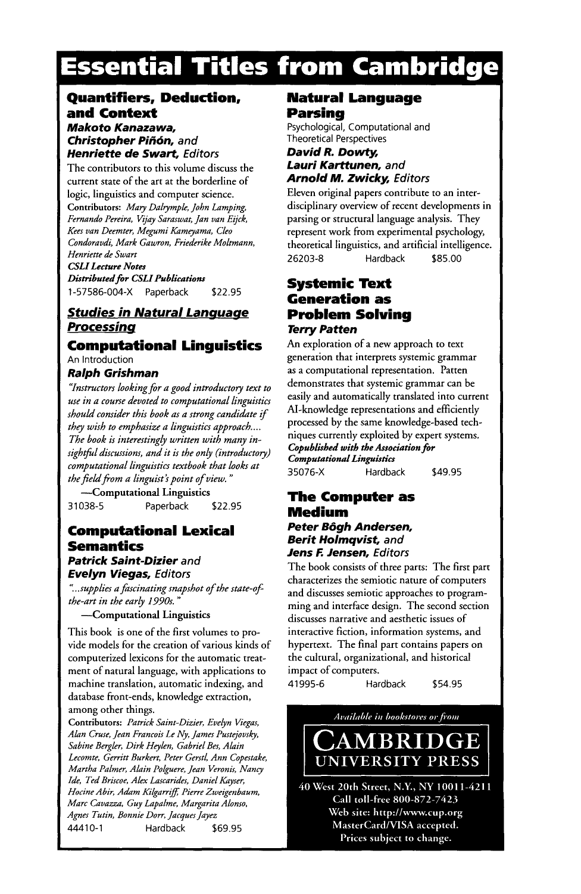# Essential Titles from Cambridge

## Quantifiers, Deduction, and Context

***Makoto Kanazawa, Christopher Piñón, and Henriette de Swart,*** *Editors*

The contributors to this volume discuss the current state of the art at the borderline of logic, linguistics and computer science.

**Contributors:** *Mary Dalrymple, John Lamping, Fernando Pereira, Vijay Saraswat, Jan van Eijck, Kees van Deemter, Megumi Kameyama, Cleo Condoravdi, Mark Gawron, Friederike Moltmann, Henriette de Swart*

***CSLI Lecture Notes***

***Distributed for CSLI Publications***

1-57586-004-X Paperback $22.95

## *Studies in Natural Language Processing*

## Computational Linguistics

An Introduction

***Ralph Grishman***

*"Instructors looking for a good introductory text to use in a course devoted to computational linguistics should consider this book as a strong candidate if they wish to emphasize a linguistics approach.... The book is interestingly written with many insightful discussions, and it is the only (introductory) computational linguistics textbook that looks at the field from a linguist's point of view."*

—**Computational Linguistics**

31038-5 Paperback $22.95

## Computational Lexical Semantics

***Patrick Saint-Dizier*** **and** ***Evelyn Viegas,*** *Editors*

*"...supplies a fascinating snapshot of the state-of-the-art in the early 1990s."*

—**Computational Linguistics**

This book is one of the first volumes to provide models for the creation of various kinds of computerized lexicons for the automatic treatment of natural language, with applications to machine translation, automatic indexing, and database front-ends, knowledge extraction, among other things.

**Contributors:** *Patrick Saint-Dizier, Evelyn Viegas, Alan Cruse, Jean Francois Le Ny, James Pustejovsky, Sabine Bergler, Dirk Heylen, Gabriel Bes, Alain Lecomte, Gerritt Burkert, Peter Gerstl, Ann Copestake, Martha Palmer, Alain Polguere, Jean Veronis, Nancy Ide, Ted Briscoe, Alex Lascarides, Daniel Kayser, Hocine Abir, Adam Kilgarriff, Pierre Zweigenbaum, Marc Cavazza, Guy Lapalme, Margarita Alonso, Agnes Tutin, Bonnie Dorr, Jacques Jayez*

44410-1 Hardback $69.95

## Natural Language Parsing

Psychological, Computational and Theoretical Perspectives

***David R. Dowty, Lauri Karttunen, and Arnold M. Zwicky,*** *Editors*

Eleven original papers contribute to an interdisciplinary overview of recent developments in parsing or structural language analysis. They represent work from experimental psychology, theoretical linguistics, and artificial intelligence.

26203-8 Hardback $85.00

## Systemic Text Generation as Problem Solving

***Terry Patten***

An exploration of a new approach to text generation that interprets systemic grammar as a computational representation. Patten demonstrates that systemic grammar can be easily and automatically translated into current AI-knowledge representations and efficiently processed by the same knowledge-based techniques currently exploited by expert systems.

***Copublished with the Association for Computational Linguistics***

35076-X Hardback $49.95

## The Computer as Medium

***Peter Bøgh Andersen, Berit Holmqvist, and Jens F. Jensen,*** *Editors*

The book consists of three parts: The first part characterizes the semiotic nature of computers and discusses semiotic approaches to programming and interface design. The second section discusses narrative and aesthetic issues of interactive fiction, information systems, and hypertext. The final part contains papers on the cultural, organizational, and historical impact of computers.

41995-6 Hardback $54.95

*Available in bookstores or from*

**CAMBRIDGE UNIVERSITY PRESS**

40 West 20th Street, N.Y., NY 10011-4211
Call toll-free 800-872-7423
Web site: http://www.cup.org
MasterCard/VISA accepted.
Prices subject to change.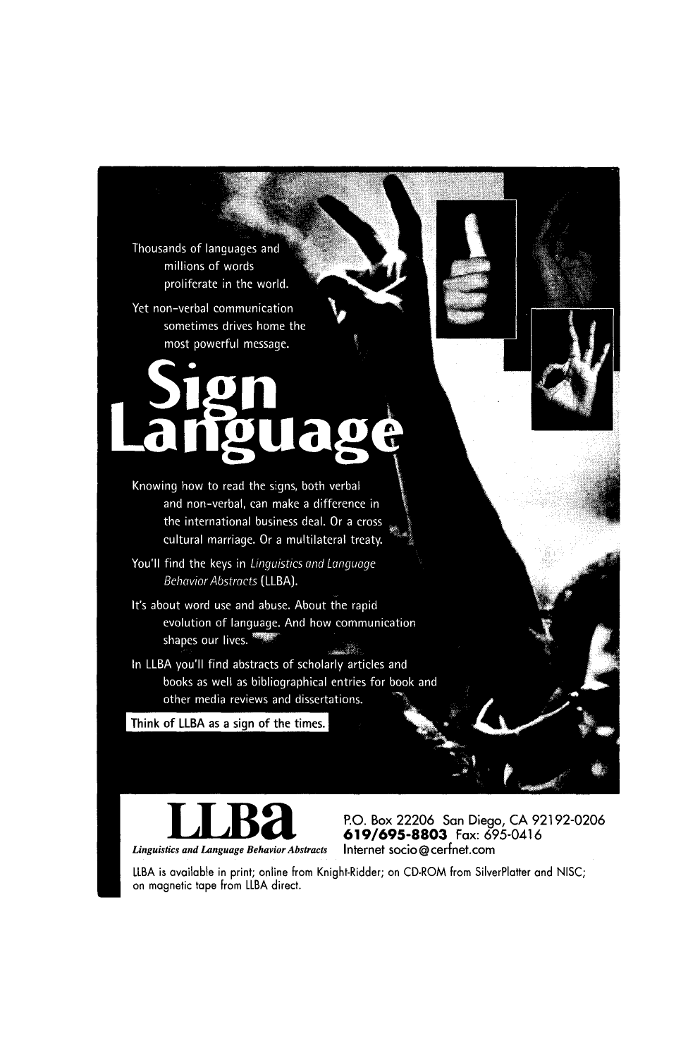Thousands of languages and millions of words proliferate in the world.

Yet non-verbal communication sometimes drives home the most powerful message.

# Sign Language

Knowing how to read the signs, both verbal and non-verbal, can make a difference in the international business deal. Or a cross cultural marriage. Or a multilateral treaty.

You'll find the keys in *Linguistics and Language Behavior Abstracts* (LLBA).

It's about word use and abuse. About the rapid evolution of language. And how communication shapes our lives.

In LLBA you'll find abstracts of scholarly articles and books as well as bibliographical entries for book and other media reviews and dissertations.

Think of LLBA as a sign of the times.

# LLBa

*Linguistics and Language Behavior Abstracts*

P.O. Box 22206 San Diego, CA 92192-0206
**619/695-8803** Fax: 695-0416
Internet socio@cerfnet.com

LLBA is available in print; online from Knight-Ridder; on CD-ROM from SilverPlatter and NISC; on magnetic tape from LLBA direct.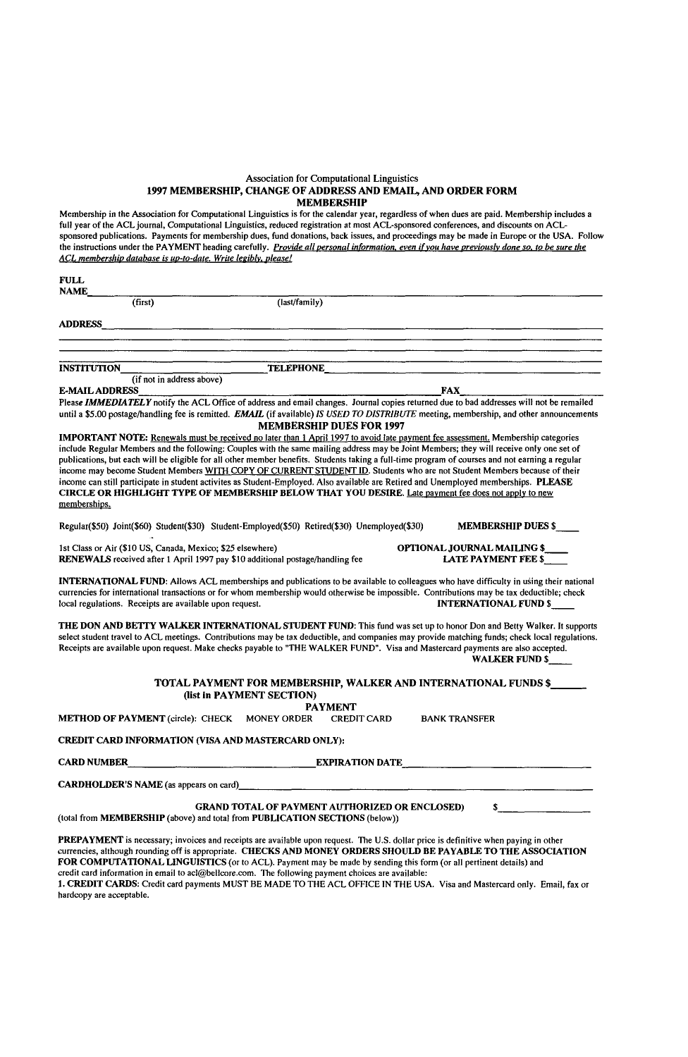Association for Computational Linguistics

# 1997 MEMBERSHIP, CHANGE OF ADDRESS AND EMAIL, AND ORDER FORM

## MEMBERSHIP

Membership in the Association for Computational Linguistics is for the calendar year, regardless of when dues are paid. Membership includes a full year of the ACL journal, Computational Linguistics, reduced registration at most ACL-sponsored conferences, and discounts on ACL-sponsored publications. Payments for membership dues, fund donations, back issues, and proceedings may be made in Europe or the USA. Follow the instructions under the PAYMENT heading carefully. *Provide all personal information, even if you have previously done so, to be sure the ACL membership database is up-to-date. Write legibly, please!*

**FULL NAME**\_\_\_\_\_\_\_\_\_\_\_\_\_\_\_\_\_\_\_\_\_\_\_\_\_\_\_\_\_\_\_\_\_\_\_\_\_\_\_\_\_\_\_\_\_\_\_\_\_\_\_\_\_\_\_\_
(first) (last/family)

**ADDRESS**\_\_\_\_\_\_\_\_\_\_\_\_\_\_\_\_\_\_\_\_\_\_\_\_\_\_\_\_\_\_\_\_\_\_\_\_\_\_\_\_\_\_\_\_\_\_\_\_\_\_\_\_\_\_\_\_

**INSTITUTION**\_\_\_\_\_\_\_\_\_\_\_\_\_\_\_\_\_\_\_\_ **TELEPHONE**\_\_\_\_\_\_\_\_\_\_\_\_\_\_\_\_\_\_\_\_
(if not in address above)

**E-MAIL ADDRESS**\_\_\_\_\_\_\_\_\_\_\_\_\_\_\_\_\_\_\_\_\_\_\_\_\_\_\_\_ **FAX**\_\_\_\_\_\_\_\_\_\_\_\_\_\_\_\_\_\_

Please ***IMMEDIATELY*** notify the ACL Office of address and email changes. Journal copies returned due to bad addresses will not be remailed until a $5.00 postage/handling fee is remitted. ***EMAIL*** (if available) *IS USED TO DISTRIBUTE* meeting, membership, and other announcements

## MEMBERSHIP DUES FOR 1997

**IMPORTANT NOTE:** Renewals must be received no later than 1 April 1997 to avoid late payment fee assessment. Membership categories include Regular Members and the following: Couples with the same mailing address may be Joint Members; they will receive only one set of publications, but each will be eligible for all other member benefits. Students taking a full-time program of courses and not earning a regular income may become Student Members WITH COPY OF CURRENT STUDENT ID. Students who are not Student Members because of their income can still participate in student activites as Student-Employed. Also available are Retired and Unemployed memberships. **PLEASE CIRCLE OR HIGHLIGHT TYPE OF MEMBERSHIP BELOW THAT YOU DESIRE.** Late payment fee does not apply to new memberships.

Regular($50) Joint($60) Student($30) Student-Employed($50) Retired($30) Unemployed($30) **MEMBERSHIP DUES $**\_\_\_\_

1st Class or Air ($10 US, Canada, Mexico; $25 elsewhere) **OPTIONAL JOURNAL MAILING $**\_\_\_\_

**RENEWALS** received after 1 April 1997 pay $10 additional postage/handling fee **LATE PAYMENT FEE $**\_\_\_\_

**INTERNATIONAL FUND:** Allows ACL memberships and publications to be available to colleagues who have difficulty in using their national currencies for international transactions or for whom membership would otherwise be impossible. Contributions may be tax deductible; check local regulations. Receipts are available upon request. **INTERNATIONAL FUND $**\_\_\_\_

**THE DON AND BETTY WALKER INTERNATIONAL STUDENT FUND:** This fund was set up to honor Don and Betty Walker. It supports select student travel to ACL meetings. Contributions may be tax deductible, and companies may provide matching funds; check local regulations. Receipts are available upon request. Make checks payable to "THE WALKER FUND". Visa and Mastercard payments are also accepted. **WALKER FUND $**\_\_\_\_

**TOTAL PAYMENT FOR MEMBERSHIP, WALKER AND INTERNATIONAL FUNDS $**\_\_\_\_\_\_
**(list in PAYMENT SECTION)**

## PAYMENT

**METHOD OF PAYMENT** (circle): CHECK MONEY ORDER CREDIT CARD BANK TRANSFER

**CREDIT CARD INFORMATION (VISA AND MASTERCARD ONLY):**

**CARD NUMBER**\_\_\_\_\_\_\_\_\_\_\_\_\_\_\_\_\_\_\_\_ **EXPIRATION DATE**\_\_\_\_\_\_\_\_\_\_\_\_\_\_\_\_\_\_\_\_

**CARDHOLDER'S NAME** (as appears on card)\_\_\_\_\_\_\_\_\_\_\_\_\_\_\_\_\_\_\_\_\_\_\_\_\_\_\_\_

**GRAND TOTAL OF PAYMENT AUTHORIZED OR ENCLOSED)** $\_\_\_\_\_\_\_\_\_\_\_\_\_\_\_\_
(total from **MEMBERSHIP** (above) and total from **PUBLICATION SECTIONS** (below))

**PREPAYMENT** is necessary; invoices and receipts are available upon request. The U.S. dollar price is definitive when paying in other currencies, although rounding off is appropriate. **CHECKS AND MONEY ORDERS SHOULD BE PAYABLE TO THE ASSOCIATION FOR COMPUTATIONAL LINGUISTICS** (or to ACL). Payment may be made by sending this form (or all pertinent details) and credit card information in email to acl@bellcore.com. The following payment choices are available:

**1. CREDIT CARDS:** Credit card payments MUST BE MADE TO THE ACL OFFICE IN THE USA. Visa and Mastercard only. Email, fax or hardcopy are acceptable.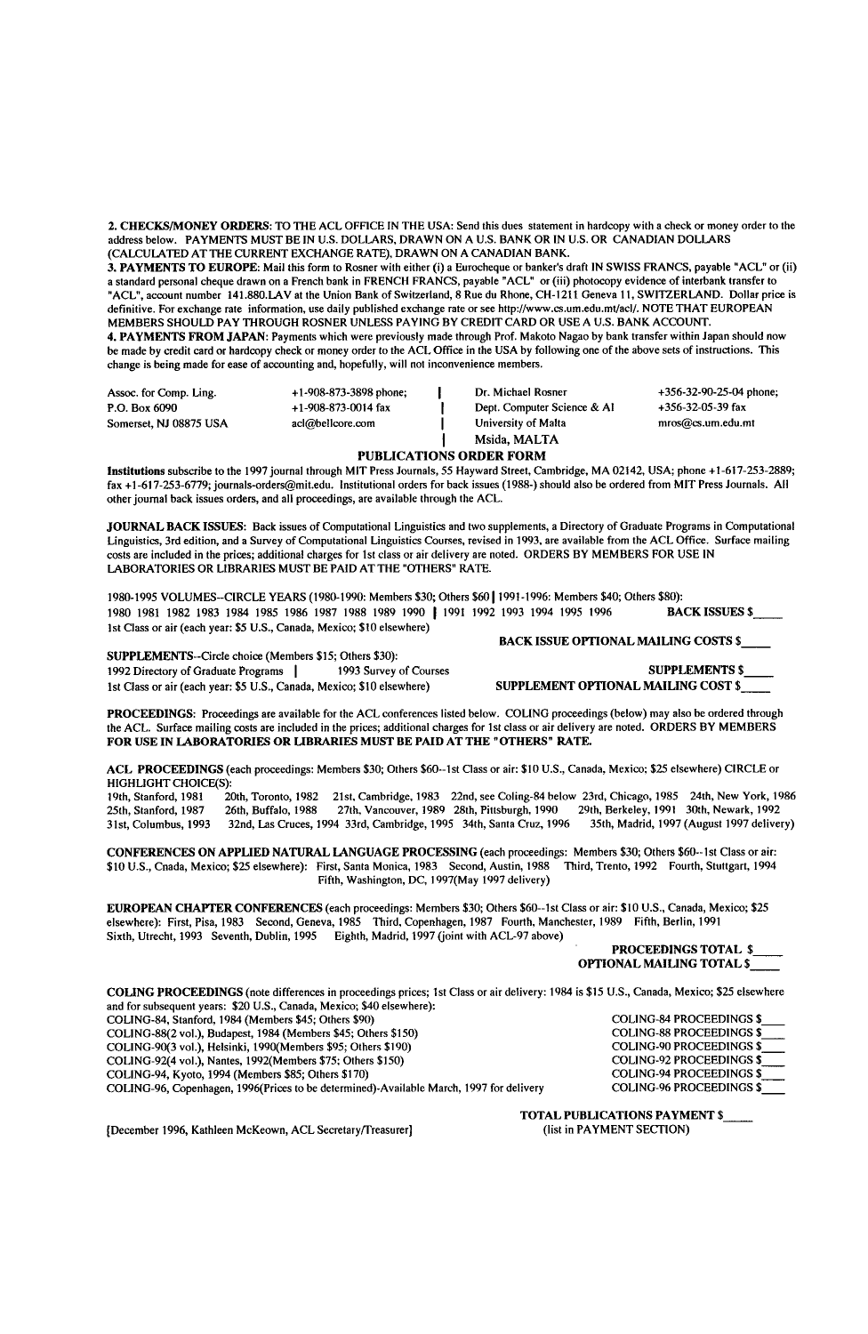**2. CHECKS/MONEY ORDERS**: TO THE ACL OFFICE IN THE USA: Send this dues statement in hardcopy with a check or money order to the address below. PAYMENTS MUST BE IN U.S. DOLLARS, DRAWN ON A U.S. BANK OR IN U.S. OR CANADIAN DOLLARS (CALCULATED AT THE CURRENT EXCHANGE RATE), DRAWN ON A CANADIAN BANK.

**3. PAYMENTS TO EUROPE**: Mail this form to Rosner with either (i) a Eurocheque or banker's draft IN SWISS FRANCS, payable "ACL" or (ii) a standard personal cheque drawn on a French bank in FRENCH FRANCS, payable "ACL" or (iii) photocopy evidence of interbank transfer to "ACL", account number 141.880.LAV at the Union Bank of Switzerland, 8 Rue du Rhone, CH-1211 Geneva 11, SWITZERLAND. Dollar price is definitive. For exchange rate information, use daily published exchange rate or see http://www.cs.um.edu.mt/acl/. NOTE THAT EUROPEAN MEMBERS SHOULD PAY THROUGH ROSNER UNLESS PAYING BY CREDIT CARD OR USE A U.S. BANK ACCOUNT.

**4. PAYMENTS FROM JAPAN**: Payments which were previously made through Prof. Makoto Nagao by bank transfer within Japan should now be made by credit card or hardcopy check or money order to the ACL Office in the USA by following one of the above sets of instructions. This change is being made for ease of accounting and, hopefully, will not inconvenience members.

| | | | |
|---|---|---|---|
| Assoc. for Comp. Ling. | +1-908-873-3898 phone; | Dr. Michael Rosner | +356-32-90-25-04 phone; |
| P.O. Box 6090 | +1-908-873-0014 fax | Dept. Computer Science & AI | +356-32-05-39 fax |
| Somerset, NJ 08875 USA | acl@bellcore.com | University of Malta | mros@cs.um.edu.mt |
| | | Msida, MALTA | |

## PUBLICATIONS ORDER FORM

**Institutions** subscribe to the 1997 journal through MIT Press Journals, 55 Hayward Street, Cambridge, MA 02142, USA; phone +1-617-253-2889; fax +1-617-253-6779; journals-orders@mit.edu. Institutional orders for back issues (1988-) should also be ordered from MIT Press Journals. All other journal back issues orders, and all proceedings, are available through the ACL.

**JOURNAL BACK ISSUES**: Back issues of Computational Linguistics and two supplements, a Directory of Graduate Programs in Computational Linguistics, 3rd edition, and a Survey of Computational Linguistics Courses, revised in 1993, are available from the ACL Office. Surface mailing costs are included in the prices; additional charges for 1st class or air delivery are noted. ORDERS BY MEMBERS FOR USE IN LABORATORIES OR LIBRARIES MUST BE PAID AT THE "OTHERS" RATE.

1980-1995 VOLUMES--CIRCLE YEARS (1980-1990: Members $30; Others $60 | 1991-1996: Members $40; Others $80):
1980 1981 1982 1983 1984 1985 1986 1987 1988 1989 1990 | 1991 1992 1993 1994 1995 1996 **BACK ISSUES $____**
1st Class or air (each year: $5 U.S., Canada, Mexico; $10 elsewhere)
**BACK ISSUE OPTIONAL MAILING COSTS $____**

**SUPPLEMENTS**--Circle choice (Members $15; Others $30):
1992 Directory of Graduate Programs | 1993 Survey of Courses **SUPPLEMENTS $____**
1st Class or air (each year: $5 U.S., Canada, Mexico; $10 elsewhere) **SUPPLEMENT OPTIONAL MAILING COST $____**

**PROCEEDINGS**: Proceedings are available for the ACL conferences listed below. COLING proceedings (below) may also be ordered through the ACL. Surface mailing costs are included in the prices; additional charges for 1st class or air delivery are noted. ORDERS BY MEMBERS **FOR USE IN LABORATORIES OR LIBRARIES MUST BE PAID AT THE "OTHERS" RATE.**

**ACL PROCEEDINGS** (each proceedings: Members $30; Others $60--1st Class or air: $10 U.S., Canada, Mexico; $25 elsewhere) CIRCLE or HIGHLIGHT CHOICE(S):
19th, Stanford, 1981 20th, Toronto, 1982 21st, Cambridge, 1983 22nd, see Coling-84 below 23rd, Chicago, 1985 24th, New York, 1986
25th, Stanford, 1987 26th, Buffalo, 1988 27th, Vancouver, 1989 28th, Pittsburgh, 1990 29th, Berkeley, 1991 30th, Newark, 1992
31st, Columbus, 1993 32nd, Las Cruces, 1994 33rd, Cambridge, 1995 34th, Santa Cruz, 1996 35th, Madrid, 1997 (August 1997 delivery)

**CONFERENCES ON APPLIED NATURAL LANGUAGE PROCESSING** (each proceedings: Members $30; Others $60--1st Class or air: $10 U.S., Cnada, Mexico; $25 elsewhere): First, Santa Monica, 1983 Second, Austin, 1988 Third, Trento, 1992 Fourth, Stuttgart, 1994 Fifth, Washington, DC, 1997(May 1997 delivery)

**EUROPEAN CHAPTER CONFERENCES** (each proceedings: Members $30; Others $60--1st Class or air: $10 U.S., Canada, Mexico; $25 elsewhere): First, Pisa, 1983 Second, Geneva, 1985 Third, Copenhagen, 1987 Fourth, Manchester, 1989 Fifth, Berlin, 1991 Sixth, Utrecht, 1993 Seventh, Dublin, 1995 Eighth, Madrid, 1997 (joint with ACL-97 above)

**PROCEEDINGS TOTAL $____**
**OPTIONAL MAILING TOTAL $____**

**COLING PROCEEDINGS** (note differences in proceedings prices; 1st Class or air delivery: 1984 is $15 U.S., Canada, Mexico; $25 elsewhere and for subsequent years: $20 U.S., Canada, Mexico; $40 elsewhere):

| | |
|---|---|
| COLING-84, Stanford, 1984 (Members $45; Others $90) | COLING-84 PROCEEDINGS $____ |
| COLING-88(2 vol.), Budapest, 1984 (Members $45; Others $150) | COLING-88 PROCEEDINGS $____ |
| COLING-90(3 vol.), Helsinki, 1990(Members $95; Others $190) | COLING-90 PROCEEDINGS $____ |
| COLING-92(4 vol.), Nantes, 1992(Members $75; Others $150) | COLING-92 PROCEEDINGS $____ |
| COLING-94, Kyoto, 1994 (Members $85; Others $170) | COLING-94 PROCEEDINGS $____ |
| COLING-96, Copenhagen, 1996(Prices to be determined)-Available March, 1997 for delivery | COLING-96 PROCEEDINGS $____ |

**TOTAL PUBLICATIONS PAYMENT $____**
(list in PAYMENT SECTION)

[December 1996, Kathleen McKeown, ACL Secretary/Treasurer]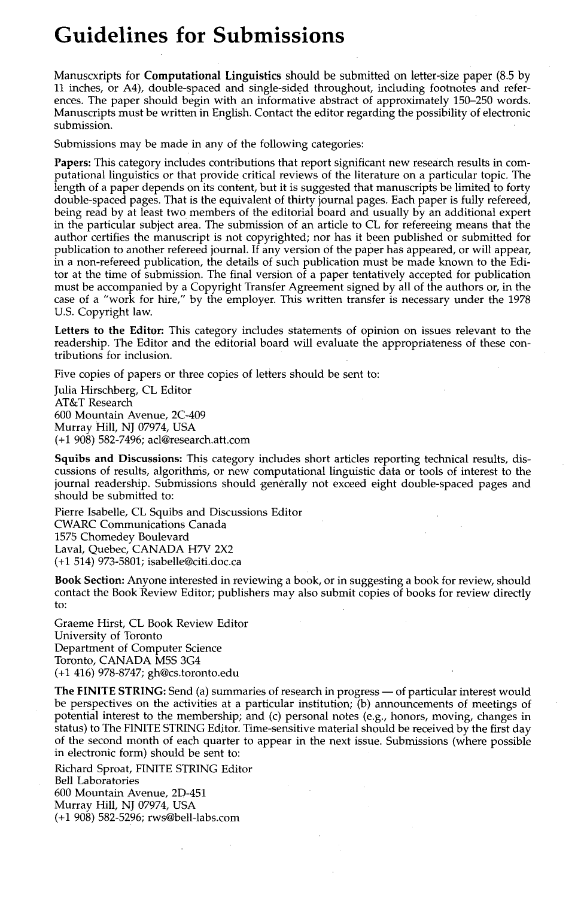# Guidelines for Submissions

Manuscxripts for **Computational Linguistics** should be submitted on letter-size paper (8.5 by 11 inches, or A4), double-spaced and single-sided throughout, including footnotes and references. The paper should begin with an informative abstract of approximately 150–250 words. Manuscripts must be written in English. Contact the editor regarding the possibility of electronic submission.

Submissions may be made in any of the following categories:

**Papers:** This category includes contributions that report significant new research results in computational linguistics or that provide critical reviews of the literature on a particular topic. The length of a paper depends on its content, but it is suggested that manuscripts be limited to forty double-spaced pages. That is the equivalent of thirty journal pages. Each paper is fully refereed, being read by at least two members of the editorial board and usually by an additional expert in the particular subject area. The submission of an article to CL for refereeing means that the author certifies the manuscript is not copyrighted; nor has it been published or submitted for publication to another refereed journal. If any version of the paper has appeared, or will appear, in a non-refereed publication, the details of such publication must be made known to the Editor at the time of submission. The final version of a paper tentatively accepted for publication must be accompanied by a Copyright Transfer Agreement signed by all of the authors or, in the case of a "work for hire," by the employer. This written transfer is necessary under the 1978 U.S. Copyright law.

**Letters to the Editor:** This category includes statements of opinion on issues relevant to the readership. The Editor and the editorial board will evaluate the appropriateness of these contributions for inclusion.

Five copies of papers or three copies of letters should be sent to:

Julia Hirschberg, CL Editor
AT&T Research
600 Mountain Avenue, 2C-409
Murray Hill, NJ 07974, USA
(+1 908) 582-7496; acl@research.att.com

**Squibs and Discussions:** This category includes short articles reporting technical results, discussions of results, algorithms, or new computational linguistic data or tools of interest to the journal readership. Submissions should generally not exceed eight double-spaced pages and should be submitted to:

Pierre Isabelle, CL Squibs and Discussions Editor
CWARC Communications Canada
1575 Chomedey Boulevard
Laval, Quebec, CANADA H7V 2X2
(+1 514) 973-5801; isabelle@citi.doc.ca

**Book Section:** Anyone interested in reviewing a book, or in suggesting a book for review, should contact the Book Review Editor; publishers may also submit copies of books for review directly to:

Graeme Hirst, CL Book Review Editor
University of Toronto
Department of Computer Science
Toronto, CANADA M5S 3G4
(+1 416) 978-8747; gh@cs.toronto.edu

**The FINITE STRING:** Send (a) summaries of research in progress — of particular interest would be perspectives on the activities at a particular institution; (b) announcements of meetings of potential interest to the membership; and (c) personal notes (e.g., honors, moving, changes in status) to The FINITE STRING Editor. Time-sensitive material should be received by the first day of the second month of each quarter to appear in the next issue. Submissions (where possible in electronic form) should be sent to:

Richard Sproat, FINITE STRING Editor
Bell Laboratories
600 Mountain Avenue, 2D-451
Murray Hill, NJ 07974, USA
(+1 908) 582-5296; rws@bell-labs.com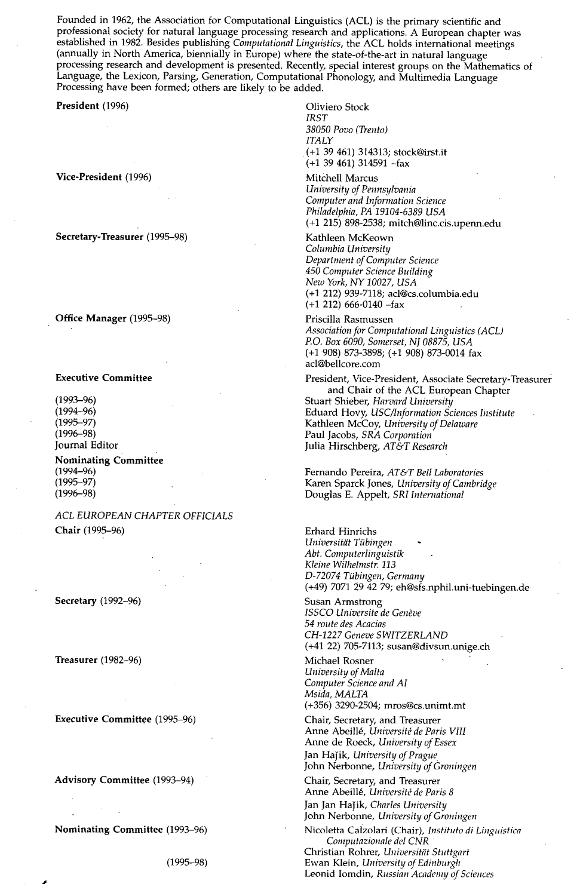Founded in 1962, the Association for Computational Linguistics (ACL) is the primary scientific and professional society for natural language processing research and applications. A European chapter was established in 1982. Besides publishing *Computational Linguistics*, the ACL holds international meetings (annually in North America, biennially in Europe) where the state-of-the-art in natural language processing research and development is presented. Recently, special interest groups on the Mathematics of Language, the Lexicon, Parsing, Generation, Computational Phonology, and Multimedia Language Processing have been formed; others are likely to be added.

**President** (1996)
Oliviero Stock
*IRST*
*38050 Povo (Trento)*
*ITALY*
(+1 39 461) 314313; stock@irst.it
(+1 39 461) 314591 –fax

**Vice-President** (1996)
Mitchell Marcus
*University of Pennsylvania*
*Computer and Information Science*
*Philadelphia, PA 19104-6389 USA*
(+1 215) 898-2538; mitch@linc.cis.upenn.edu

**Secretary-Treasurer** (1995–98)
Kathleen McKeown
*Columbia University*
*Department of Computer Science*
*450 Computer Science Building*
*New York, NY 10027, USA*
(+1 212) 939-7118; acl@cs.columbia.edu
(+1 212) 666-0140 –fax

**Office Manager** (1995–98)
Priscilla Rasmussen
*Association for Computational Linguistics (ACL)*
*P.O. Box 6090, Somerset, NJ 08875, USA*
(+1 908) 873-3898; (+1 908) 873-0014 fax
acl@bellcore.com

**Executive Committee**
President, Vice-President, Associate Secretary-Treasurer and Chair of the ACL European Chapter
(1993–96) Stuart Shieber, *Harvard University*
(1994–96) Eduard Hovy, *USC/Information Sciences Institute*
(1995–97) Kathleen McCoy, *University of Delaware*
(1996–98) Paul Jacobs, *SRA Corporation*
Journal Editor Julia Hirschberg, *AT&T Research*

**Nominating Committee**
(1994–96) Fernando Pereira, *AT&T Bell Laboratories*
(1995–97) Karen Sparck Jones, *University of Cambridge*
(1996–98) Douglas E. Appelt, *SRI International*

*ACL EUROPEAN CHAPTER OFFICIALS*

**Chair** (1995–96)
Erhard Hinrichs
*Universität Tübingen*
*Abt. Computerlinguistik*
*Kleine Wilhelmstr. 113*
*D-72074 Tübingen, Germany*
(+49) 7071 29 42 79; eh@sfs.nphil.uni-tuebingen.de

**Secretary** (1992–96)
Susan Armstrong
*ISSCO Universite de Genève*
*54 route des Acacias*
*CH-1227 Geneve SWITZERLAND*
(+41 22) 705-7113; susan@divsun.unige.ch

**Treasurer** (1982–96)
Michael Rosner
*University of Malta*
*Computer Science and AI*
*Msida, MALTA*
(+356) 3290-2504; mros@cs.unimt.mt

**Executive Committee** (1995–96)
Chair, Secretary, and Treasurer
Anne Abeillé, *Université de Paris VIII*
Anne de Roeck, *University of Essex*
Jan Hajĭk, *University of Prague*
John Nerbonne, *University of Groningen*

**Advisory Committee** (1993–94)
Chair, Secretary, and Treasurer
Anne Abeillé, *Université de Paris 8*
Jan Jan Hajĭk, *Charles University*
John Nerbonne, *University of Groningen*

**Nominating Committee** (1993–96)
Nicoletta Calzolari (Chair), *Instituto di Linguistica Computazionale del CNR*
Christian Rohrer, *Universität Stuttgart*

(1995–98)
Ewan Klein, *University of Edinburgh*
Leonid Iomdin, *Russian Academy of Sciences*